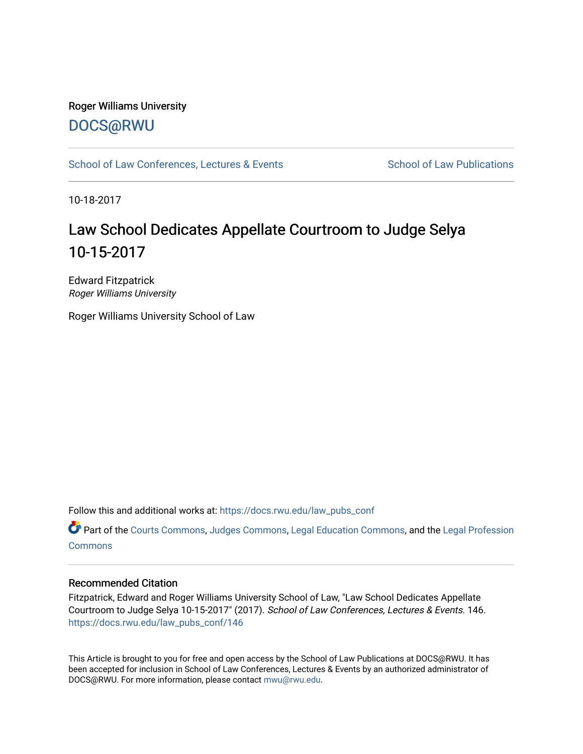Roger Williams University

DOCS@RWU

School of Law Conferences, Lectures & Events | School of Law Publications

10-18-2017

# Law School Dedicates Appellate Courtroom to Judge Selya 10-15-2017

Edward Fitzpatrick
*Roger Williams University*

Roger Williams University School of Law

Follow this and additional works at: https://docs.rwu.edu/law_pubs_conf

Part of the Courts Commons, Judges Commons, Legal Education Commons, and the Legal Profession Commons

## Recommended Citation

Fitzpatrick, Edward and Roger Williams University School of Law, "Law School Dedicates Appellate Courtroom to Judge Selya 10-15-2017" (2017). *School of Law Conferences, Lectures & Events*. 146.
https://docs.rwu.edu/law_pubs_conf/146

This Article is brought to you for free and open access by the School of Law Publications at DOCS@RWU. It has been accepted for inclusion in School of Law Conferences, Lectures & Events by an authorized administrator of DOCS@RWU. For more information, please contact mwu@rwu.edu.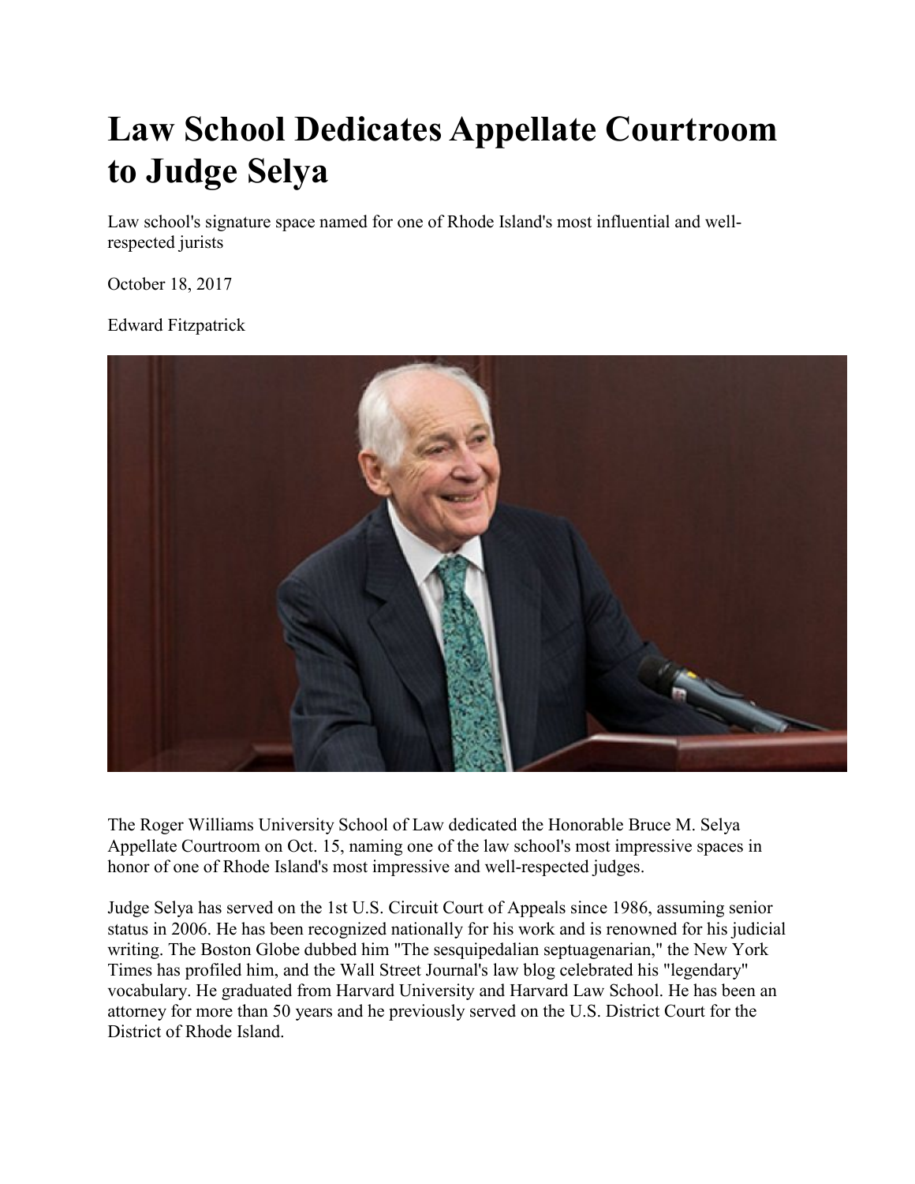# Law School Dedicates Appellate Courtroom to Judge Selya

Law school's signature space named for one of Rhode Island's most influential and well-respected jurists

October 18, 2017

Edward Fitzpatrick

The Roger Williams University School of Law dedicated the Honorable Bruce M. Selya Appellate Courtroom on Oct. 15, naming one of the law school's most impressive spaces in honor of one of Rhode Island's most impressive and well-respected judges.

Judge Selya has served on the 1st U.S. Circuit Court of Appeals since 1986, assuming senior status in 2006. He has been recognized nationally for his work and is renowned for his judicial writing. The Boston Globe dubbed him "The sesquipedalian septuagenarian," the New York Times has profiled him, and the Wall Street Journal's law blog celebrated his "legendary" vocabulary. He graduated from Harvard University and Harvard Law School. He has been an attorney for more than 50 years and he previously served on the U.S. District Court for the District of Rhode Island.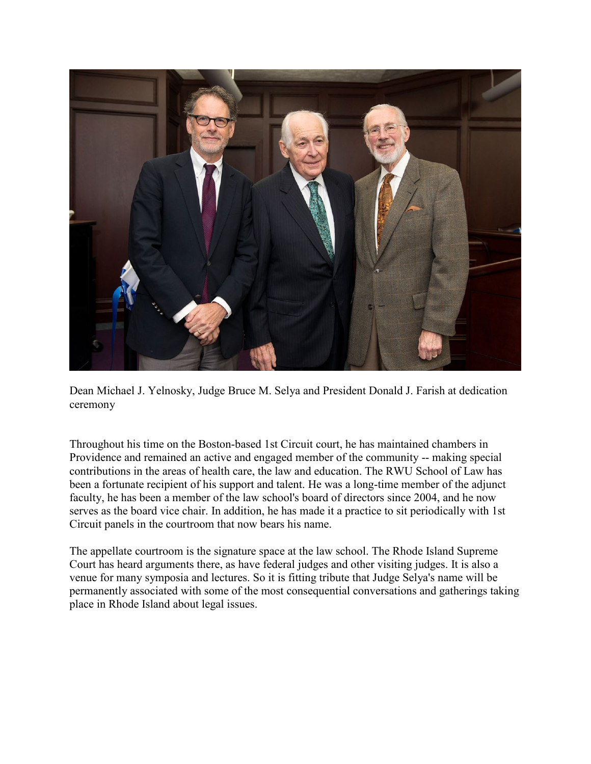Dean Michael J. Yelnosky, Judge Bruce M. Selya and President Donald J. Farish at dedication ceremony

Throughout his time on the Boston-based 1st Circuit court, he has maintained chambers in Providence and remained an active and engaged member of the community -- making special contributions in the areas of health care, the law and education. The RWU School of Law has been a fortunate recipient of his support and talent. He was a long-time member of the adjunct faculty, he has been a member of the law school's board of directors since 2004, and he now serves as the board vice chair. In addition, he has made it a practice to sit periodically with 1st Circuit panels in the courtroom that now bears his name.

The appellate courtroom is the signature space at the law school. The Rhode Island Supreme Court has heard arguments there, as have federal judges and other visiting judges. It is also a venue for many symposia and lectures. So it is fitting tribute that Judge Selya's name will be permanently associated with some of the most consequential conversations and gatherings taking place in Rhode Island about legal issues.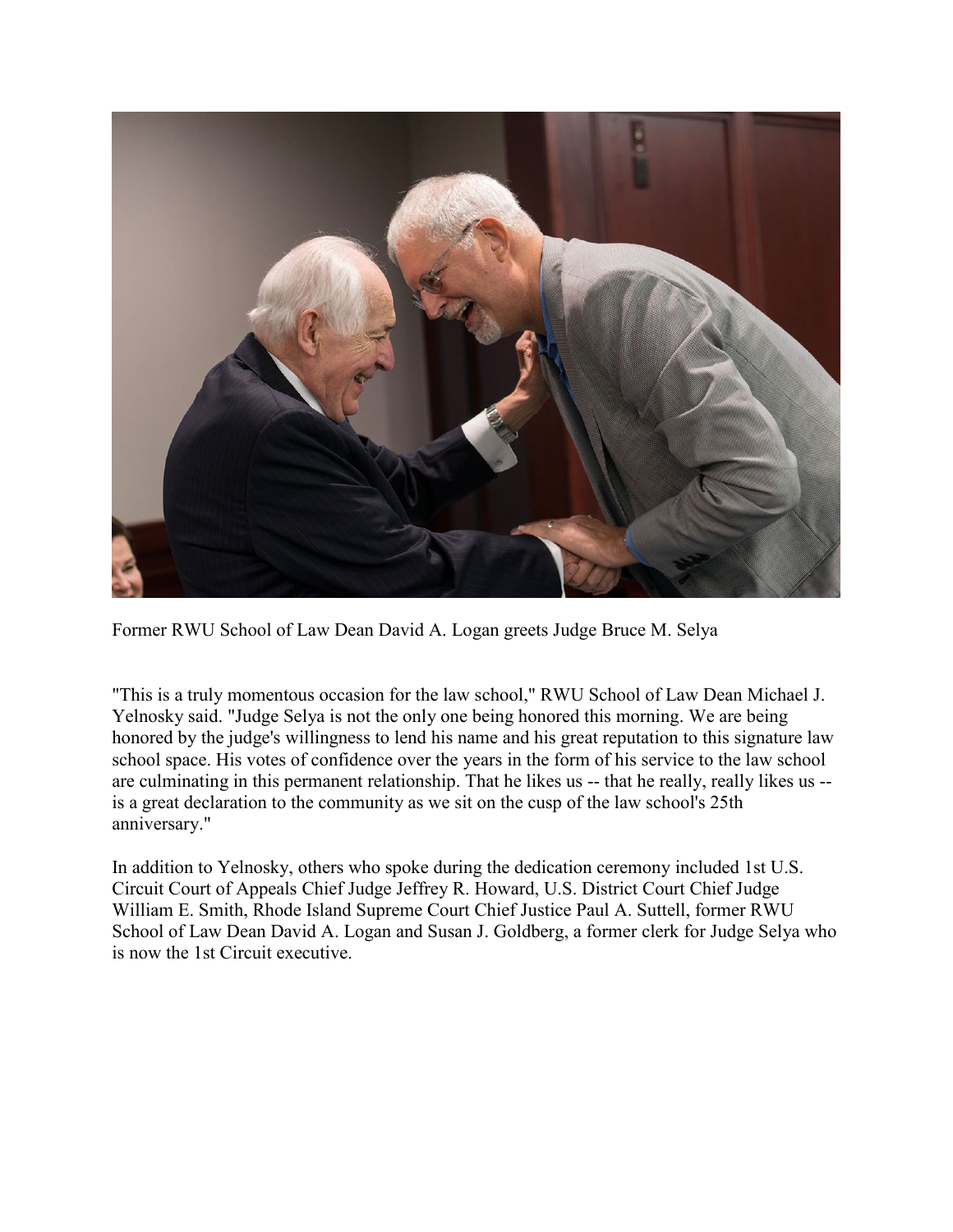Former RWU School of Law Dean David A. Logan greets Judge Bruce M. Selya

"This is a truly momentous occasion for the law school," RWU School of Law Dean Michael J. Yelnosky said. "Judge Selya is not the only one being honored this morning. We are being honored by the judge's willingness to lend his name and his great reputation to this signature law school space. His votes of confidence over the years in the form of his service to the law school are culminating in this permanent relationship. That he likes us -- that he really, really likes us -- is a great declaration to the community as we sit on the cusp of the law school's 25th anniversary."

In addition to Yelnosky, others who spoke during the dedication ceremony included 1st U.S. Circuit Court of Appeals Chief Judge Jeffrey R. Howard, U.S. District Court Chief Judge William E. Smith, Rhode Island Supreme Court Chief Justice Paul A. Suttell, former RWU School of Law Dean David A. Logan and Susan J. Goldberg, a former clerk for Judge Selya who is now the 1st Circuit executive.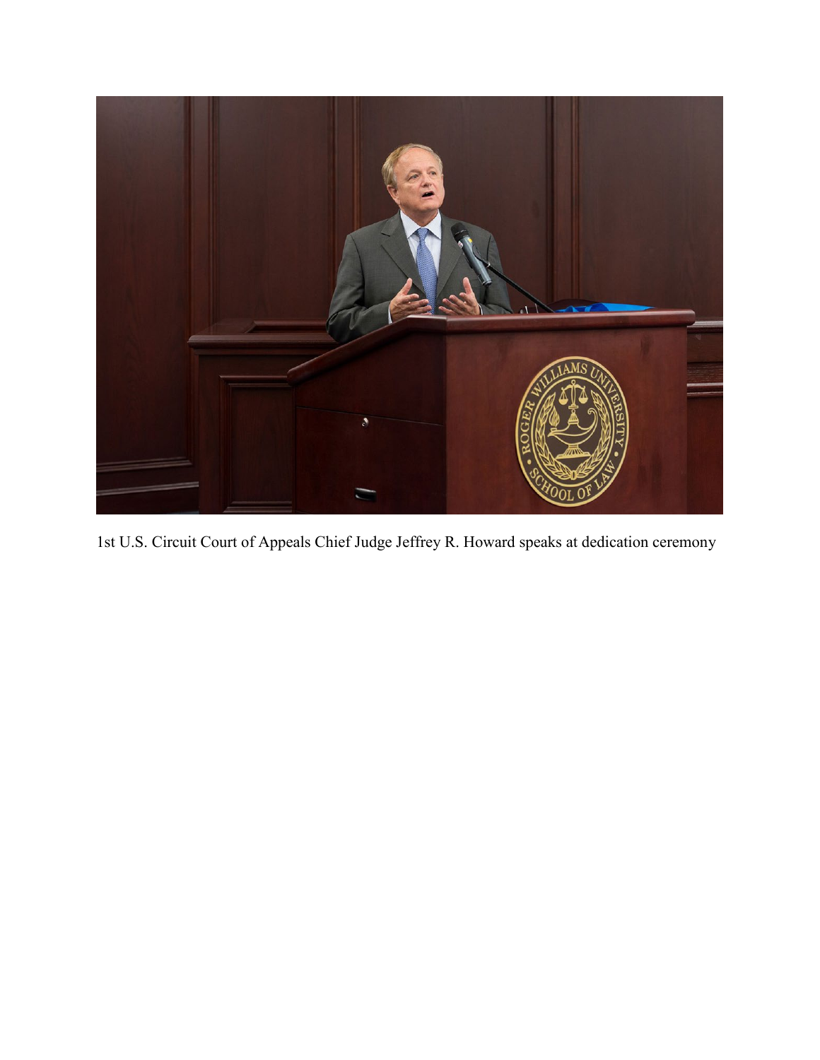1st U.S. Circuit Court of Appeals Chief Judge Jeffrey R. Howard speaks at dedication ceremony